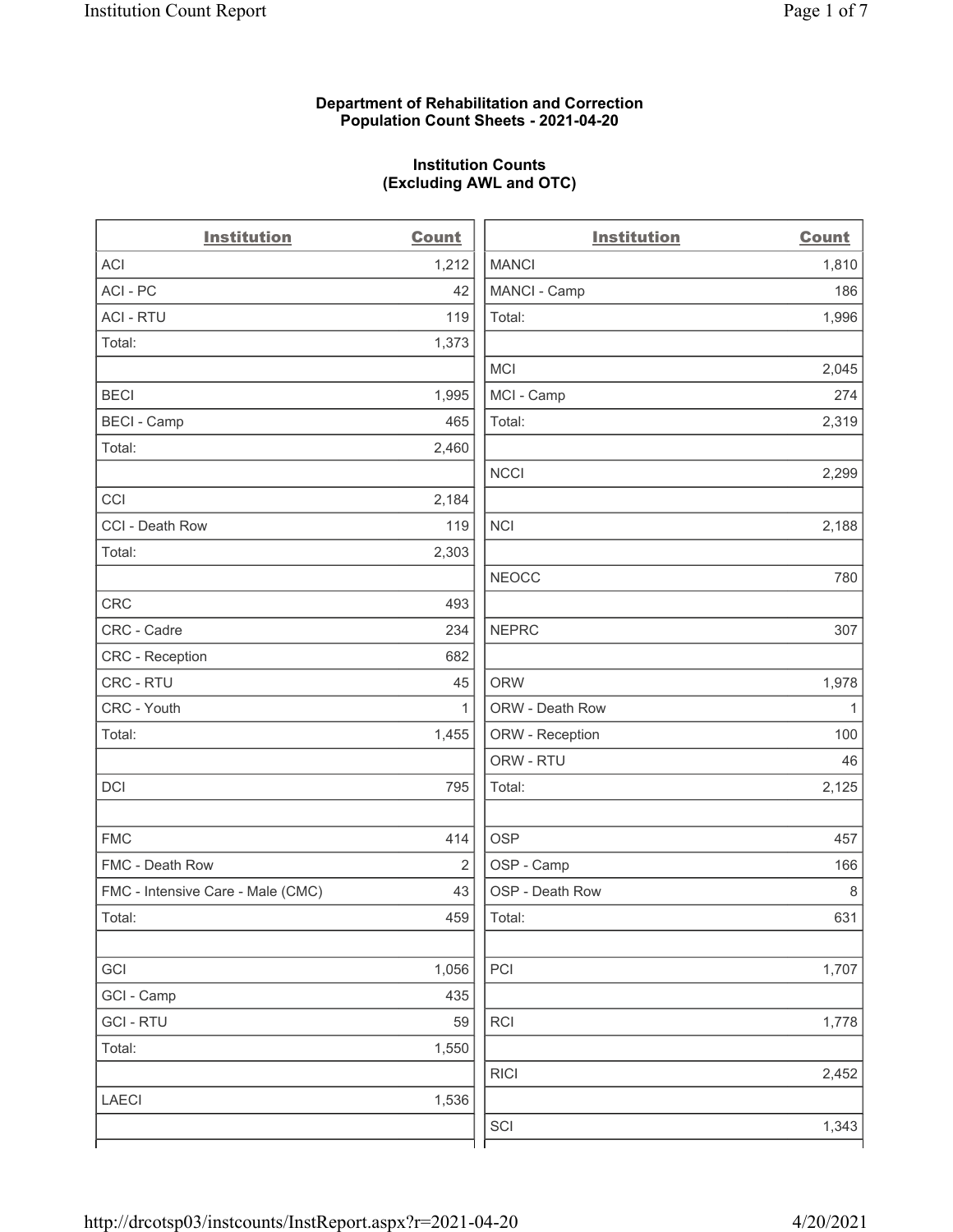**Department of Rehabilitation and Correction**
**Population Count Sheets - 2021-04-20**

**Institution Counts**
**(Excluding AWL and OTC)**

| Institution | Count |
|---|---|
| ACI | 1,212 |
| ACI - PC | 42 |
| ACI - RTU | 119 |
| Total: | 1,373 |
| | |
| BECI | 1,995 |
| BECI - Camp | 465 |
| Total: | 2,460 |
| | |
| CCI | 2,184 |
| CCI - Death Row | 119 |
| Total: | 2,303 |
| | |
| CRC | 493 |
| CRC - Cadre | 234 |
| CRC - Reception | 682 |
| CRC - RTU | 45 |
| CRC - Youth | 1 |
| Total: | 1,455 |
| | |
| DCI | 795 |
| | |
| FMC | 414 |
| FMC - Death Row | 2 |
| FMC - Intensive Care - Male (CMC) | 43 |
| Total: | 459 |
| | |
| GCI | 1,056 |
| GCI - Camp | 435 |
| GCI - RTU | 59 |
| Total: | 1,550 |
| | |
| LAECI | 1,536 |

| Institution | Count |
|---|---|
| MANCI | 1,810 |
| MANCI - Camp | 186 |
| Total: | 1,996 |
| | |
| MCI | 2,045 |
| MCI - Camp | 274 |
| Total: | 2,319 |
| | |
| NCCI | 2,299 |
| | |
| NCI | 2,188 |
| | |
| NEOCC | 780 |
| | |
| NEPRC | 307 |
| | |
| ORW | 1,978 |
| ORW - Death Row | 1 |
| ORW - Reception | 100 |
| ORW - RTU | 46 |
| Total: | 2,125 |
| | |
| OSP | 457 |
| OSP - Camp | 166 |
| OSP - Death Row | 8 |
| Total: | 631 |
| | |
| PCI | 1,707 |
| | |
| RCI | 1,778 |
| | |
| RICI | 2,452 |
| | |
| SCI | 1,343 |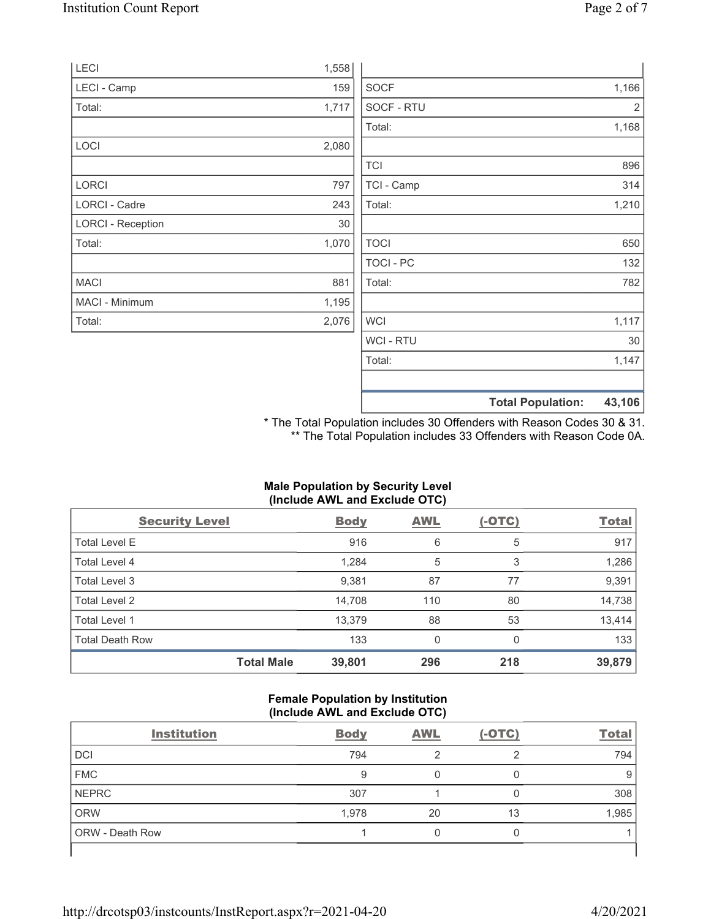| | |
|---|---|
| LECI | 1,558 |
| LECI - Camp | 159 |
| Total: | 1,717 |
| | |
| LOCI | 2,080 |
| | |
| LORCI | 797 |
| LORCI - Cadre | 243 |
| LORCI - Reception | 30 |
| Total: | 1,070 |
| | |
| MACI | 881 |
| MACI - Minimum | 1,195 |
| Total: | 2,076 |

| | |
|---|---|
| | |
| SOCF | 1,166 |
| SOCF - RTU | 2 |
| Total: | 1,168 |
| | |
| TCI | 896 |
| TCI - Camp | 314 |
| Total: | 1,210 |
| | |
| TOCI | 650 |
| TOCI - PC | 132 |
| Total: | 782 |
| | |
| WCI | 1,117 |
| WCI - RTU | 30 |
| Total: | 1,147 |
| | |
| **Total Population:** | **43,106** |

\* The Total Population includes 30 Offenders with Reason Codes 30 & 31.
\*\* The Total Population includes 33 Offenders with Reason Code 0A.

**Male Population by Security Level**
**(Include AWL and Exclude OTC)**

| Security Level | Body | AWL | (-OTC) | Total |
|---|---|---|---|---|
| Total Level E | 916 | 6 | 5 | 917 |
| Total Level 4 | 1,284 | 5 | 3 | 1,286 |
| Total Level 3 | 9,381 | 87 | 77 | 9,391 |
| Total Level 2 | 14,708 | 110 | 80 | 14,738 |
| Total Level 1 | 13,379 | 88 | 53 | 13,414 |
| Total Death Row | 133 | 0 | 0 | 133 |
| **Total Male** | **39,801** | **296** | **218** | **39,879** |

**Female Population by Institution**
**(Include AWL and Exclude OTC)**

| Institution | Body | AWL | (-OTC) | Total |
|---|---|---|---|---|
| DCI | 794 | 2 | 2 | 794 |
| FMC | 9 | 0 | 0 | 9 |
| NEPRC | 307 | 1 | 0 | 308 |
| ORW | 1,978 | 20 | 13 | 1,985 |
| ORW - Death Row | 1 | 0 | 0 | 1 |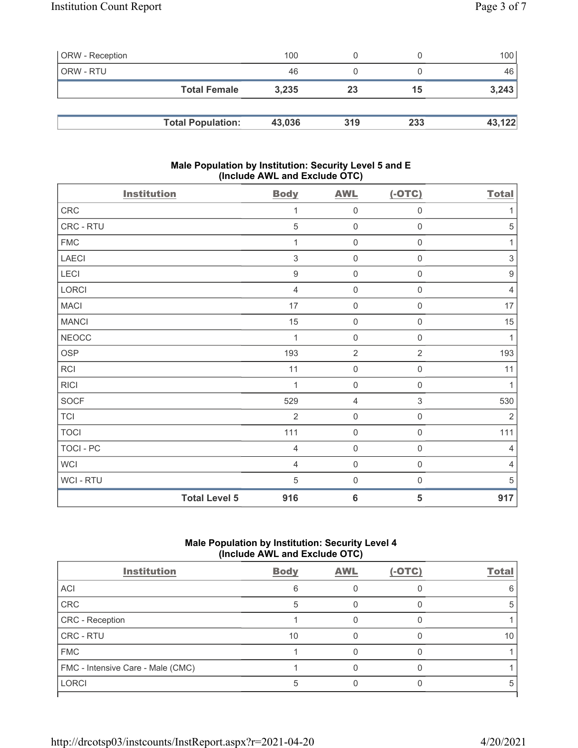| | | | | |
|---|---|---|---|---|
| ORW - Reception | 100 | 0 | 0 | 100 |
| ORW - RTU | 46 | 0 | 0 | 46 |
| **Total Female** | **3,235** | **23** | **15** | **3,243** |

| | | | | |
|---|---|---|---|---|
| **Total Population:** | **43,036** | **319** | **233** | **43,122** |

## Male Population by Institution: Security Level 5 and E (Include AWL and Exclude OTC)

| Institution | Body | AWL | (-OTC) | Total |
|---|---|---|---|---|
| CRC | 1 | 0 | 0 | 1 |
| CRC - RTU | 5 | 0 | 0 | 5 |
| FMC | 1 | 0 | 0 | 1 |
| LAECI | 3 | 0 | 0 | 3 |
| LECI | 9 | 0 | 0 | 9 |
| LORCI | 4 | 0 | 0 | 4 |
| MACI | 17 | 0 | 0 | 17 |
| MANCI | 15 | 0 | 0 | 15 |
| NEOCC | 1 | 0 | 0 | 1 |
| OSP | 193 | 2 | 2 | 193 |
| RCI | 11 | 0 | 0 | 11 |
| RICI | 1 | 0 | 0 | 1 |
| SOCF | 529 | 4 | 3 | 530 |
| TCI | 2 | 0 | 0 | 2 |
| TOCI | 111 | 0 | 0 | 111 |
| TOCI - PC | 4 | 0 | 0 | 4 |
| WCI | 4 | 0 | 0 | 4 |
| WCI - RTU | 5 | 0 | 0 | 5 |
| **Total Level 5** | **916** | **6** | **5** | **917** |

## Male Population by Institution: Security Level 4 (Include AWL and Exclude OTC)

| Institution | Body | AWL | (-OTC) | Total |
|---|---|---|---|---|
| ACI | 6 | 0 | 0 | 6 |
| CRC | 5 | 0 | 0 | 5 |
| CRC - Reception | 1 | 0 | 0 | 1 |
| CRC - RTU | 10 | 0 | 0 | 10 |
| FMC | 1 | 0 | 0 | 1 |
| FMC - Intensive Care - Male (CMC) | 1 | 0 | 0 | 1 |
| LORCI | 5 | 0 | 0 | 5 |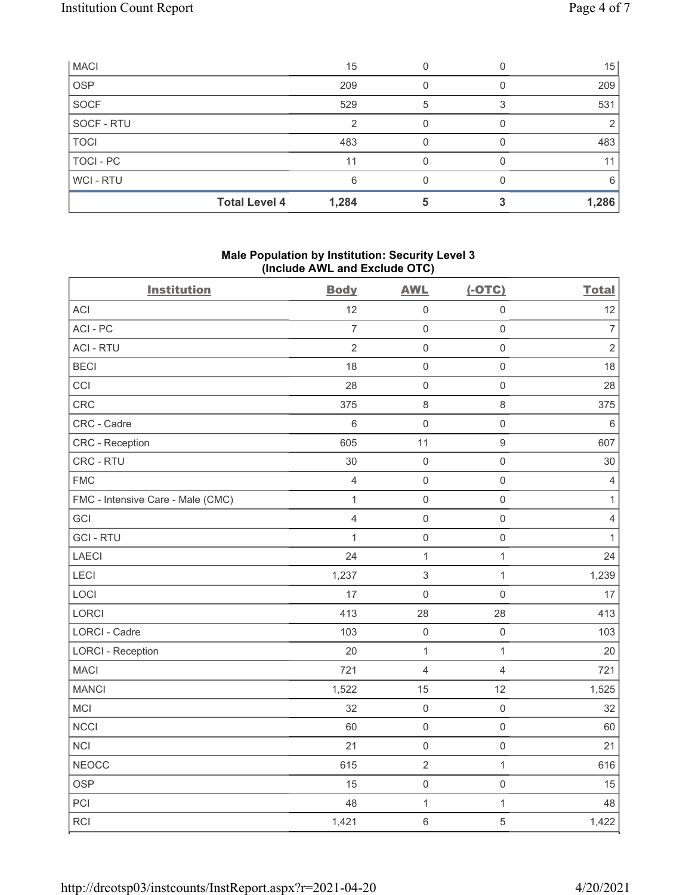| MACI | 15 | 0 | 0 | 15 |
|---|---|---|---|---|
| OSP | 209 | 0 | 0 | 209 |
| SOCF | 529 | 5 | 3 | 531 |
| SOCF - RTU | 2 | 0 | 0 | 2 |
| TOCI | 483 | 0 | 0 | 483 |
| TOCI - PC | 11 | 0 | 0 | 11 |
| WCI - RTU | 6 | 0 | 0 | 6 |
| **Total Level 4** | **1,284** | **5** | **3** | **1,286** |

**Male Population by Institution: Security Level 3**
**(Include AWL and Exclude OTC)**

| Institution | Body | AWL | (-OTC) | Total |
|---|---|---|---|---|
| ACI | 12 | 0 | 0 | 12 |
| ACI - PC | 7 | 0 | 0 | 7 |
| ACI - RTU | 2 | 0 | 0 | 2 |
| BECI | 18 | 0 | 0 | 18 |
| CCI | 28 | 0 | 0 | 28 |
| CRC | 375 | 8 | 8 | 375 |
| CRC - Cadre | 6 | 0 | 0 | 6 |
| CRC - Reception | 605 | 11 | 9 | 607 |
| CRC - RTU | 30 | 0 | 0 | 30 |
| FMC | 4 | 0 | 0 | 4 |
| FMC - Intensive Care - Male (CMC) | 1 | 0 | 0 | 1 |
| GCI | 4 | 0 | 0 | 4 |
| GCI - RTU | 1 | 0 | 0 | 1 |
| LAECI | 24 | 1 | 1 | 24 |
| LECI | 1,237 | 3 | 1 | 1,239 |
| LOCI | 17 | 0 | 0 | 17 |
| LORCI | 413 | 28 | 28 | 413 |
| LORCI - Cadre | 103 | 0 | 0 | 103 |
| LORCI - Reception | 20 | 1 | 1 | 20 |
| MACI | 721 | 4 | 4 | 721 |
| MANCI | 1,522 | 15 | 12 | 1,525 |
| MCI | 32 | 0 | 0 | 32 |
| NCCI | 60 | 0 | 0 | 60 |
| NCI | 21 | 0 | 0 | 21 |
| NEOCC | 615 | 2 | 1 | 616 |
| OSP | 15 | 0 | 0 | 15 |
| PCI | 48 | 1 | 1 | 48 |
| RCI | 1,421 | 6 | 5 | 1,422 |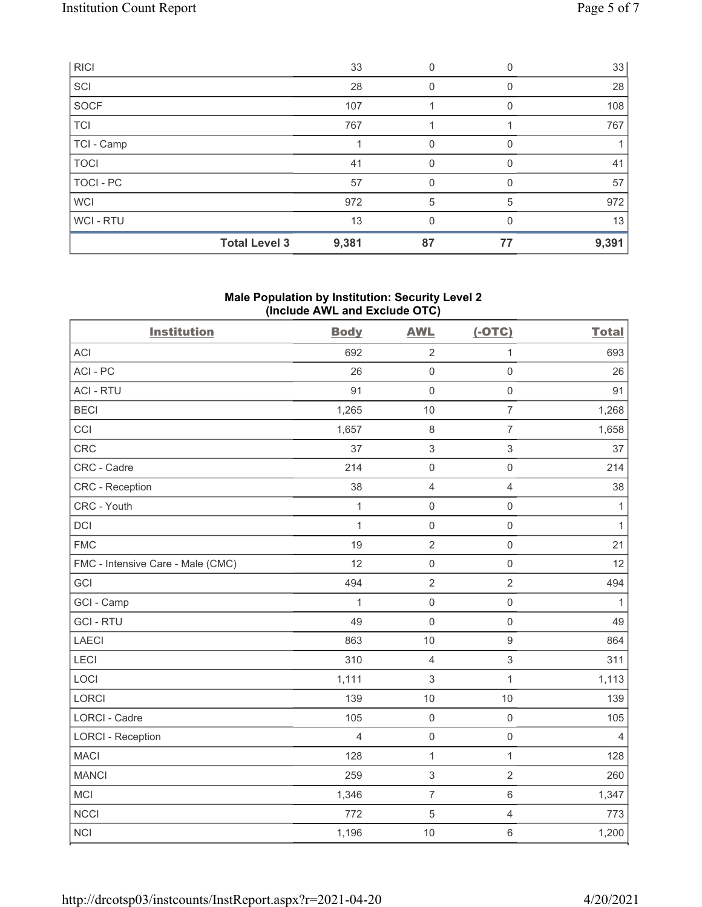| | | | | |
|---|---|---|---|---|
| RICI | 33 | 0 | 0 | 33 |
| SCI | 28 | 0 | 0 | 28 |
| SOCF | 107 | 1 | 0 | 108 |
| TCI | 767 | 1 | 1 | 767 |
| TCI - Camp | 1 | 0 | 0 | 1 |
| TOCI | 41 | 0 | 0 | 41 |
| TOCI - PC | 57 | 0 | 0 | 57 |
| WCI | 972 | 5 | 5 | 972 |
| WCI - RTU | 13 | 0 | 0 | 13 |
| **Total Level 3** | **9,381** | **87** | **77** | **9,391** |

### Male Population by Institution: Security Level 2 (Include AWL and Exclude OTC)

| Institution | Body | AWL | (-OTC) | Total |
|---|---|---|---|---|
| ACI | 692 | 2 | 1 | 693 |
| ACI - PC | 26 | 0 | 0 | 26 |
| ACI - RTU | 91 | 0 | 0 | 91 |
| BECI | 1,265 | 10 | 7 | 1,268 |
| CCI | 1,657 | 8 | 7 | 1,658 |
| CRC | 37 | 3 | 3 | 37 |
| CRC - Cadre | 214 | 0 | 0 | 214 |
| CRC - Reception | 38 | 4 | 4 | 38 |
| CRC - Youth | 1 | 0 | 0 | 1 |
| DCI | 1 | 0 | 0 | 1 |
| FMC | 19 | 2 | 0 | 21 |
| FMC - Intensive Care - Male (CMC) | 12 | 0 | 0 | 12 |
| GCI | 494 | 2 | 2 | 494 |
| GCI - Camp | 1 | 0 | 0 | 1 |
| GCI - RTU | 49 | 0 | 0 | 49 |
| LAECI | 863 | 10 | 9 | 864 |
| LECI | 310 | 4 | 3 | 311 |
| LOCI | 1,111 | 3 | 1 | 1,113 |
| LORCI | 139 | 10 | 10 | 139 |
| LORCI - Cadre | 105 | 0 | 0 | 105 |
| LORCI - Reception | 4 | 0 | 0 | 4 |
| MACI | 128 | 1 | 1 | 128 |
| MANCI | 259 | 3 | 2 | 260 |
| MCI | 1,346 | 7 | 6 | 1,347 |
| NCCI | 772 | 5 | 4 | 773 |
| NCI | 1,196 | 10 | 6 | 1,200 |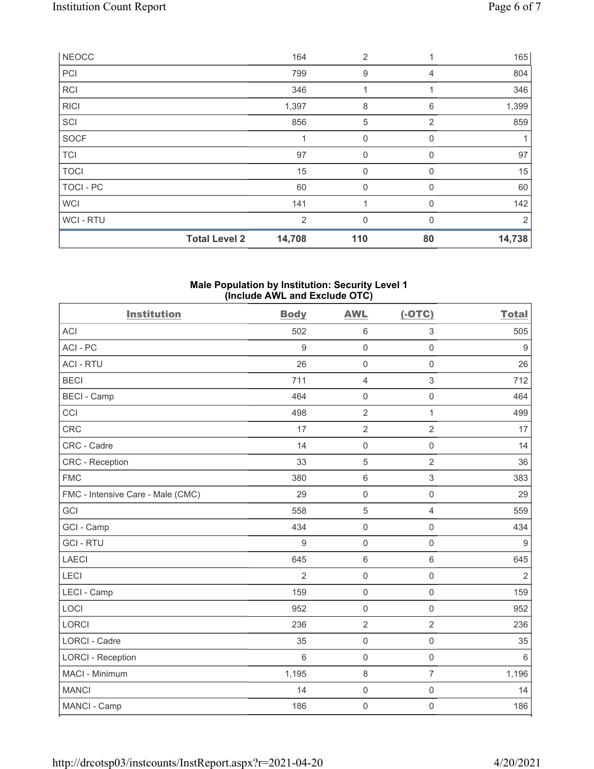| NEOCC | | 164 | 2 | 1 | 165 |
|---|---|---|---|---|---|
| PCI | | 799 | 9 | 4 | 804 |
| RCI | | 346 | 1 | 1 | 346 |
| RICI | | 1,397 | 8 | 6 | 1,399 |
| SCI | | 856 | 5 | 2 | 859 |
| SOCF | | 1 | 0 | 0 | 1 |
| TCI | | 97 | 0 | 0 | 97 |
| TOCI | | 15 | 0 | 0 | 15 |
| TOCI - PC | | 60 | 0 | 0 | 60 |
| WCI | | 141 | 1 | 0 | 142 |
| WCI - RTU | | 2 | 0 | 0 | 2 |
| | **Total Level 2** | **14,708** | **110** | **80** | **14,738** |

## Male Population by Institution: Security Level 1 (Include AWL and Exclude OTC)

| Institution | Body | AWL | (-OTC) | Total |
|---|---|---|---|---|
| ACI | 502 | 6 | 3 | 505 |
| ACI - PC | 9 | 0 | 0 | 9 |
| ACI - RTU | 26 | 0 | 0 | 26 |
| BECI | 711 | 4 | 3 | 712 |
| BECI - Camp | 464 | 0 | 0 | 464 |
| CCI | 498 | 2 | 1 | 499 |
| CRC | 17 | 2 | 2 | 17 |
| CRC - Cadre | 14 | 0 | 0 | 14 |
| CRC - Reception | 33 | 5 | 2 | 36 |
| FMC | 380 | 6 | 3 | 383 |
| FMC - Intensive Care - Male (CMC) | 29 | 0 | 0 | 29 |
| GCI | 558 | 5 | 4 | 559 |
| GCI - Camp | 434 | 0 | 0 | 434 |
| GCI - RTU | 9 | 0 | 0 | 9 |
| LAECI | 645 | 6 | 6 | 645 |
| LECI | 2 | 0 | 0 | 2 |
| LECI - Camp | 159 | 0 | 0 | 159 |
| LOCI | 952 | 0 | 0 | 952 |
| LORCI | 236 | 2 | 2 | 236 |
| LORCI - Cadre | 35 | 0 | 0 | 35 |
| LORCI - Reception | 6 | 0 | 0 | 6 |
| MACI - Minimum | 1,195 | 8 | 7 | 1,196 |
| MANCI | 14 | 0 | 0 | 14 |
| MANCI - Camp | 186 | 0 | 0 | 186 |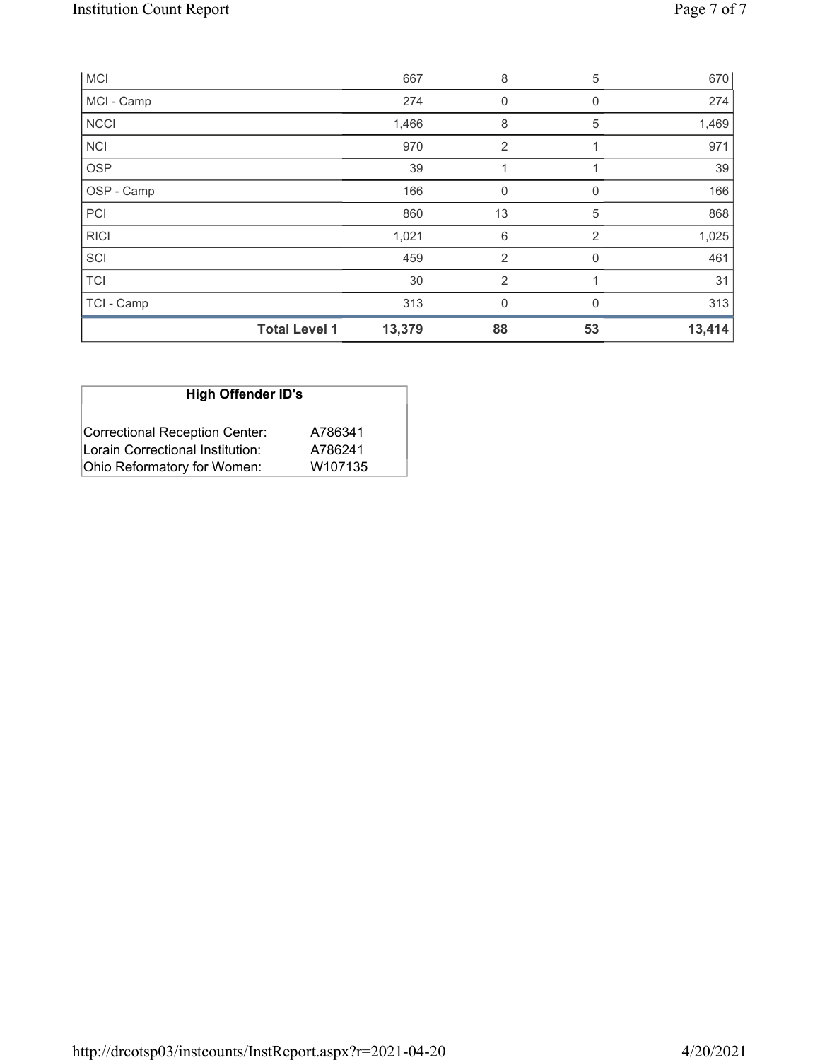| | | | | |
|---|---|---|---|---|
| MCI | 667 | 8 | 5 | 670 |
| MCI - Camp | 274 | 0 | 0 | 274 |
| NCCI | 1,466 | 8 | 5 | 1,469 |
| NCI | 970 | 2 | 1 | 971 |
| OSP | 39 | 1 | 1 | 39 |
| OSP - Camp | 166 | 0 | 0 | 166 |
| PCI | 860 | 13 | 5 | 868 |
| RICI | 1,021 | 6 | 2 | 1,025 |
| SCI | 459 | 2 | 0 | 461 |
| TCI | 30 | 2 | 1 | 31 |
| TCI - Camp | 313 | 0 | 0 | 313 |
| **Total Level 1** | **13,379** | **88** | **53** | **13,414** |

| High Offender ID's | |
|---|---|
| Correctional Reception Center: | A786341 |
| Lorain Correctional Institution: | A786241 |
| Ohio Reformatory for Women: | W107135 |